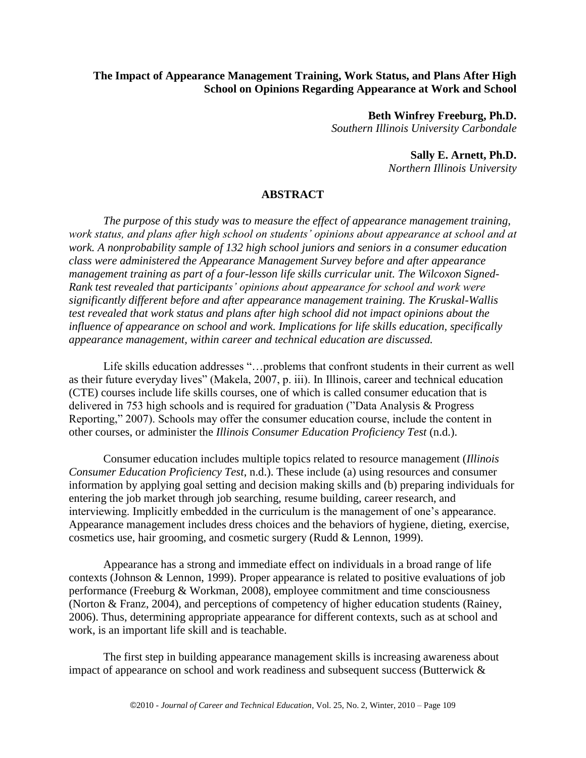# The Impact of Appearance Management Training, Work Status, and Plans After High School on Opinions Regarding Appearance at Work and School

**Beth Winfrey Freeburg, Ph.D.**
*Southern Illinois University Carbondale*

**Sally E. Arnett, Ph.D.**
*Northern Illinois University*

## ABSTRACT

*The purpose of this study was to measure the effect of appearance management training, work status, and plans after high school on students' opinions about appearance at school and at work. A nonprobability sample of 132 high school juniors and seniors in a consumer education class were administered the Appearance Management Survey before and after appearance management training as part of a four-lesson life skills curricular unit. The Wilcoxon Signed-Rank test revealed that participants' opinions about appearance for school and work were significantly different before and after appearance management training. The Kruskal-Wallis test revealed that work status and plans after high school did not impact opinions about the influence of appearance on school and work. Implications for life skills education, specifically appearance management, within career and technical education are discussed.*

Life skills education addresses "…problems that confront students in their current as well as their future everyday lives" (Makela, 2007, p. iii). In Illinois, career and technical education (CTE) courses include life skills courses, one of which is called consumer education that is delivered in 753 high schools and is required for graduation ("Data Analysis & Progress Reporting," 2007). Schools may offer the consumer education course, include the content in other courses, or administer the *Illinois Consumer Education Proficiency Test* (n.d.).

Consumer education includes multiple topics related to resource management (*Illinois Consumer Education Proficiency Test*, n.d.). These include (a) using resources and consumer information by applying goal setting and decision making skills and (b) preparing individuals for entering the job market through job searching, resume building, career research, and interviewing. Implicitly embedded in the curriculum is the management of one's appearance. Appearance management includes dress choices and the behaviors of hygiene, dieting, exercise, cosmetics use, hair grooming, and cosmetic surgery (Rudd & Lennon, 1999).

Appearance has a strong and immediate effect on individuals in a broad range of life contexts (Johnson & Lennon, 1999). Proper appearance is related to positive evaluations of job performance (Freeburg & Workman, 2008), employee commitment and time consciousness (Norton & Franz, 2004), and perceptions of competency of higher education students (Rainey, 2006). Thus, determining appropriate appearance for different contexts, such as at school and work, is an important life skill and is teachable.

The first step in building appearance management skills is increasing awareness about impact of appearance on school and work readiness and subsequent success (Butterwick &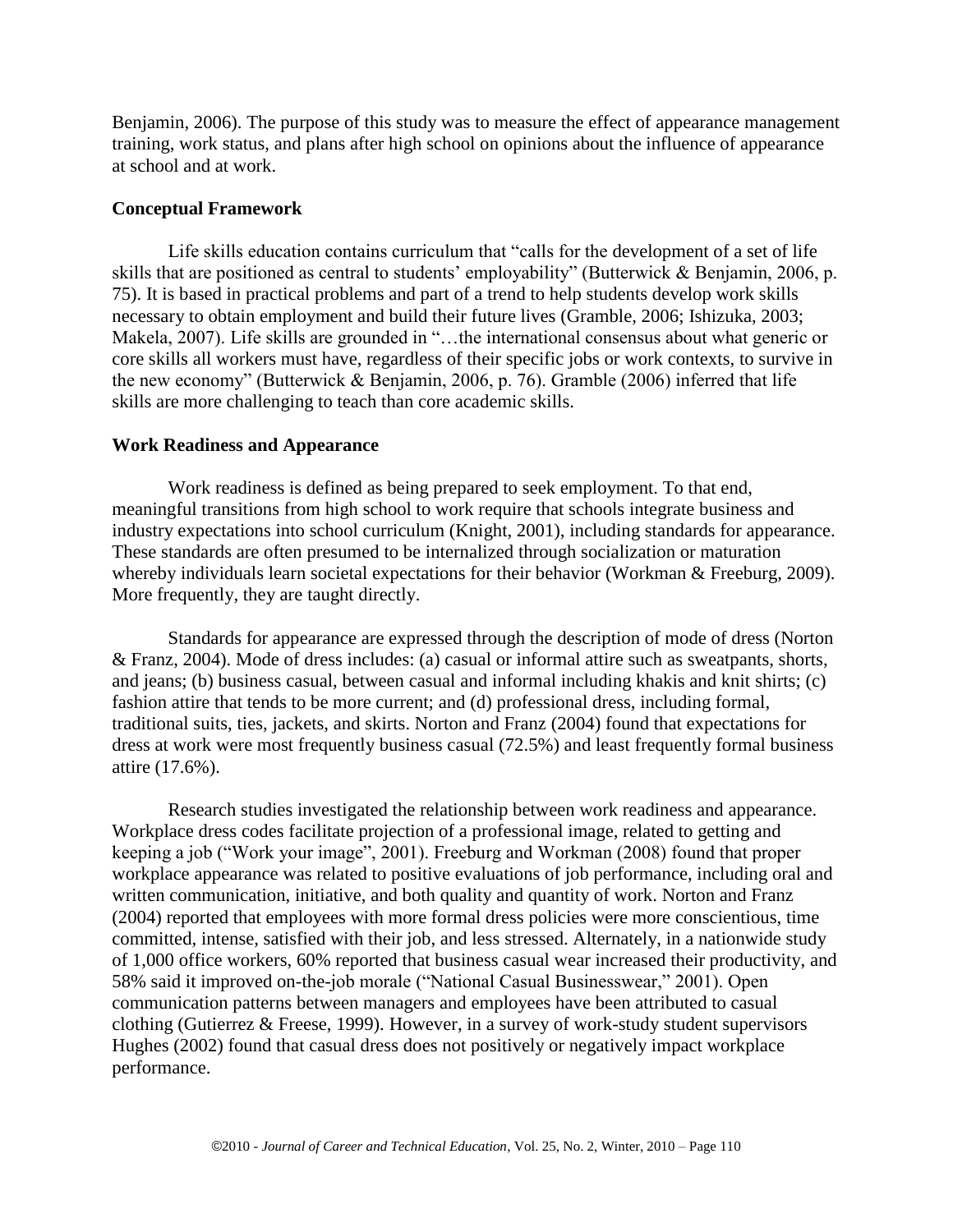Benjamin, 2006). The purpose of this study was to measure the effect of appearance management training, work status, and plans after high school on opinions about the influence of appearance at school and at work.

## Conceptual Framework

Life skills education contains curriculum that "calls for the development of a set of life skills that are positioned as central to students' employability" (Butterwick & Benjamin, 2006, p. 75). It is based in practical problems and part of a trend to help students develop work skills necessary to obtain employment and build their future lives (Gramble, 2006; Ishizuka, 2003; Makela, 2007). Life skills are grounded in "…the international consensus about what generic or core skills all workers must have, regardless of their specific jobs or work contexts, to survive in the new economy" (Butterwick & Benjamin, 2006, p. 76). Gramble (2006) inferred that life skills are more challenging to teach than core academic skills.

## Work Readiness and Appearance

Work readiness is defined as being prepared to seek employment. To that end, meaningful transitions from high school to work require that schools integrate business and industry expectations into school curriculum (Knight, 2001), including standards for appearance. These standards are often presumed to be internalized through socialization or maturation whereby individuals learn societal expectations for their behavior (Workman & Freeburg, 2009). More frequently, they are taught directly.

Standards for appearance are expressed through the description of mode of dress (Norton & Franz, 2004). Mode of dress includes: (a) casual or informal attire such as sweatpants, shorts, and jeans; (b) business casual, between casual and informal including khakis and knit shirts; (c) fashion attire that tends to be more current; and (d) professional dress, including formal, traditional suits, ties, jackets, and skirts. Norton and Franz (2004) found that expectations for dress at work were most frequently business casual (72.5%) and least frequently formal business attire (17.6%).

Research studies investigated the relationship between work readiness and appearance. Workplace dress codes facilitate projection of a professional image, related to getting and keeping a job ("Work your image", 2001). Freeburg and Workman (2008) found that proper workplace appearance was related to positive evaluations of job performance, including oral and written communication, initiative, and both quality and quantity of work. Norton and Franz (2004) reported that employees with more formal dress policies were more conscientious, time committed, intense, satisfied with their job, and less stressed. Alternately, in a nationwide study of 1,000 office workers, 60% reported that business casual wear increased their productivity, and 58% said it improved on-the-job morale ("National Casual Businesswear," 2001). Open communication patterns between managers and employees have been attributed to casual clothing (Gutierrez & Freese, 1999). However, in a survey of work-study student supervisors Hughes (2002) found that casual dress does not positively or negatively impact workplace performance.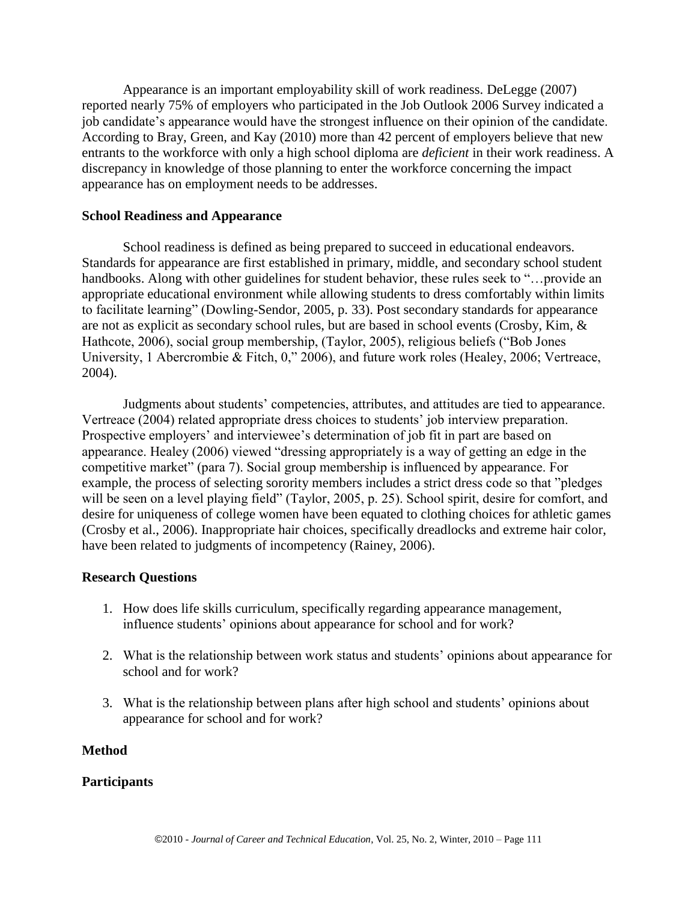Appearance is an important employability skill of work readiness. DeLegge (2007) reported nearly 75% of employers who participated in the Job Outlook 2006 Survey indicated a job candidate's appearance would have the strongest influence on their opinion of the candidate. According to Bray, Green, and Kay (2010) more than 42 percent of employers believe that new entrants to the workforce with only a high school diploma are *deficient* in their work readiness. A discrepancy in knowledge of those planning to enter the workforce concerning the impact appearance has on employment needs to be addresses.

**School Readiness and Appearance**

School readiness is defined as being prepared to succeed in educational endeavors. Standards for appearance are first established in primary, middle, and secondary school student handbooks. Along with other guidelines for student behavior, these rules seek to "…provide an appropriate educational environment while allowing students to dress comfortably within limits to facilitate learning" (Dowling-Sendor, 2005, p. 33). Post secondary standards for appearance are not as explicit as secondary school rules, but are based in school events (Crosby, Kim, & Hathcote, 2006), social group membership, (Taylor, 2005), religious beliefs ("Bob Jones University, 1 Abercrombie & Fitch, 0," 2006), and future work roles (Healey, 2006; Vertreace, 2004).

Judgments about students' competencies, attributes, and attitudes are tied to appearance. Vertreace (2004) related appropriate dress choices to students' job interview preparation. Prospective employers' and interviewee's determination of job fit in part are based on appearance. Healey (2006) viewed "dressing appropriately is a way of getting an edge in the competitive market" (para 7). Social group membership is influenced by appearance. For example, the process of selecting sorority members includes a strict dress code so that "pledges will be seen on a level playing field" (Taylor, 2005, p. 25). School spirit, desire for comfort, and desire for uniqueness of college women have been equated to clothing choices for athletic games (Crosby et al., 2006). Inappropriate hair choices, specifically dreadlocks and extreme hair color, have been related to judgments of incompetency (Rainey, 2006).

**Research Questions**

1. How does life skills curriculum, specifically regarding appearance management, influence students' opinions about appearance for school and for work?

2. What is the relationship between work status and students' opinions about appearance for school and for work?

3. What is the relationship between plans after high school and students' opinions about appearance for school and for work?

**Method**

**Participants**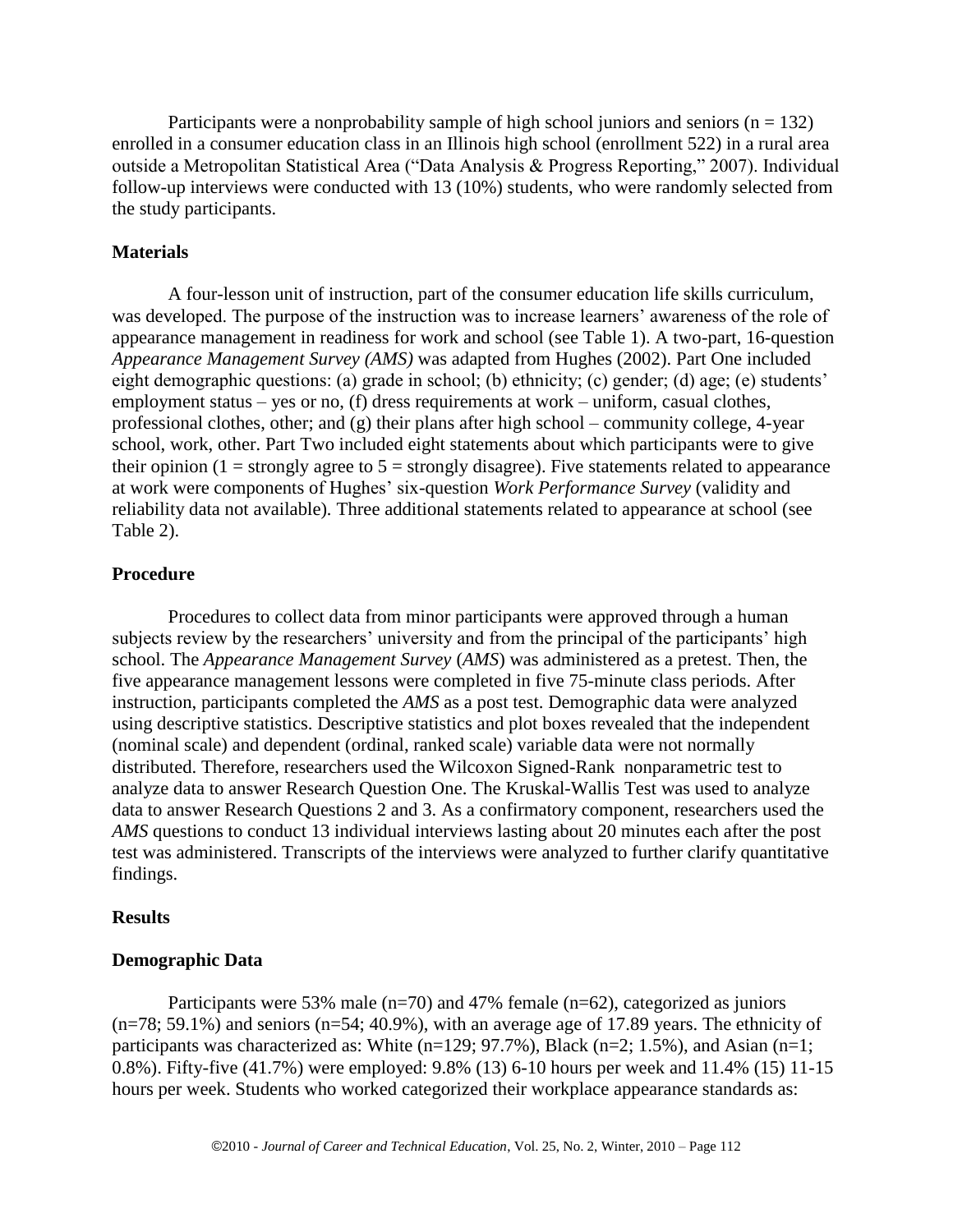Participants were a nonprobability sample of high school juniors and seniors (n = 132) enrolled in a consumer education class in an Illinois high school (enrollment 522) in a rural area outside a Metropolitan Statistical Area ("Data Analysis & Progress Reporting," 2007). Individual follow-up interviews were conducted with 13 (10%) students, who were randomly selected from the study participants.

### Materials

A four-lesson unit of instruction, part of the consumer education life skills curriculum, was developed. The purpose of the instruction was to increase learners' awareness of the role of appearance management in readiness for work and school (see Table 1). A two-part, 16-question *Appearance Management Survey (AMS)* was adapted from Hughes (2002). Part One included eight demographic questions: (a) grade in school; (b) ethnicity; (c) gender; (d) age; (e) students' employment status – yes or no, (f) dress requirements at work – uniform, casual clothes, professional clothes, other; and (g) their plans after high school – community college, 4-year school, work, other. Part Two included eight statements about which participants were to give their opinion (1 = strongly agree to 5 = strongly disagree). Five statements related to appearance at work were components of Hughes' six-question *Work Performance Survey* (validity and reliability data not available). Three additional statements related to appearance at school (see Table 2).

### Procedure

Procedures to collect data from minor participants were approved through a human subjects review by the researchers' university and from the principal of the participants' high school. The *Appearance Management Survey* (*AMS*) was administered as a pretest. Then, the five appearance management lessons were completed in five 75-minute class periods. After instruction, participants completed the *AMS* as a post test. Demographic data were analyzed using descriptive statistics. Descriptive statistics and plot boxes revealed that the independent (nominal scale) and dependent (ordinal, ranked scale) variable data were not normally distributed. Therefore, researchers used the Wilcoxon Signed-Rank nonparametric test to analyze data to answer Research Question One. The Kruskal-Wallis Test was used to analyze data to answer Research Questions 2 and 3. As a confirmatory component, researchers used the *AMS* questions to conduct 13 individual interviews lasting about 20 minutes each after the post test was administered. Transcripts of the interviews were analyzed to further clarify quantitative findings.

### Results

### Demographic Data

Participants were 53% male (n=70) and 47% female (n=62), categorized as juniors (n=78; 59.1%) and seniors (n=54; 40.9%), with an average age of 17.89 years. The ethnicity of participants was characterized as: White (n=129; 97.7%), Black (n=2; 1.5%), and Asian (n=1; 0.8%). Fifty-five (41.7%) were employed: 9.8% (13) 6-10 hours per week and 11.4% (15) 11-15 hours per week. Students who worked categorized their workplace appearance standards as: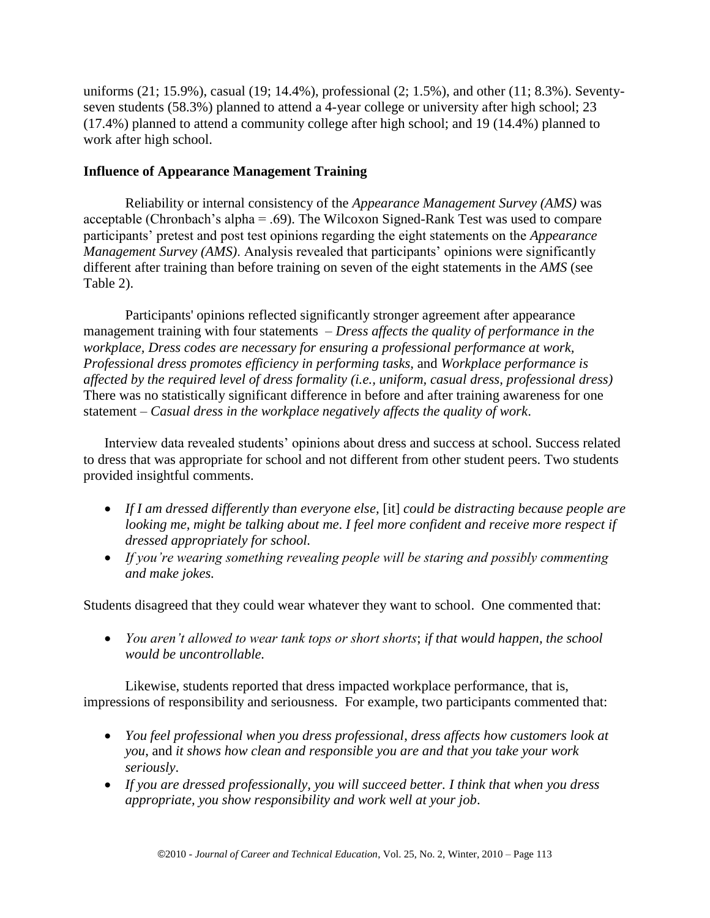uniforms (21; 15.9%), casual (19; 14.4%), professional (2; 1.5%), and other (11; 8.3%). Seventy-seven students (58.3%) planned to attend a 4-year college or university after high school; 23 (17.4%) planned to attend a community college after high school; and 19 (14.4%) planned to work after high school.

**Influence of Appearance Management Training**

Reliability or internal consistency of the *Appearance Management Survey (AMS)* was acceptable (Chronbach's alpha = .69). The Wilcoxon Signed-Rank Test was used to compare participants' pretest and post test opinions regarding the eight statements on the *Appearance Management Survey (AMS)*. Analysis revealed that participants' opinions were significantly different after training than before training on seven of the eight statements in the *AMS* (see Table 2).

Participants' opinions reflected significantly stronger agreement after appearance management training with four statements – *Dress affects the quality of performance in the workplace, Dress codes are necessary for ensuring a professional performance at work, Professional dress promotes efficiency in performing tasks,* and *Workplace performance is affected by the required level of dress formality (i.e., uniform, casual dress, professional dress)* There was no statistically significant difference in before and after training awareness for one statement – *Casual dress in the workplace negatively affects the quality of work*.

Interview data revealed students' opinions about dress and success at school. Success related to dress that was appropriate for school and not different from other student peers. Two students provided insightful comments.

- *If I am dressed differently than everyone else,* [it] *could be distracting because people are looking me, might be talking about me. I feel more confident and receive more respect if dressed appropriately for school.*
- *If you're wearing something revealing people will be staring and possibly commenting and make jokes.*

Students disagreed that they could wear whatever they want to school. One commented that:

- *You aren't allowed to wear tank tops or short shorts*; *if that would happen, the school would be uncontrollable.*

Likewise, students reported that dress impacted workplace performance, that is, impressions of responsibility and seriousness. For example, two participants commented that:

- *You feel professional when you dress professional*, *dress affects how customers look at you*, and *it shows how clean and responsible you are and that you take your work seriously*.
- *If you are dressed professionally, you will succeed better. I think that when you dress appropriate, you show responsibility and work well at your job*.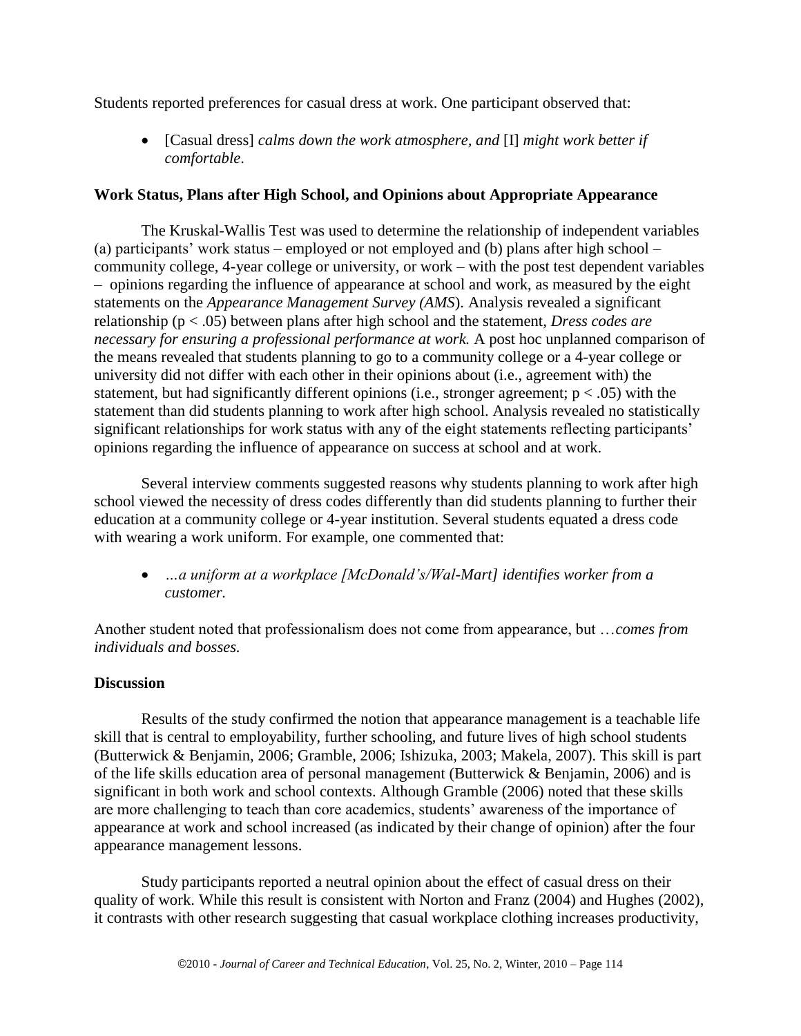Students reported preferences for casual dress at work. One participant observed that:

- [Casual dress] *calms down the work atmosphere, and* [I] *might work better if comfortable*.

### Work Status, Plans after High School, and Opinions about Appropriate Appearance

The Kruskal-Wallis Test was used to determine the relationship of independent variables (a) participants' work status – employed or not employed and (b) plans after high school – community college, 4-year college or university, or work – with the post test dependent variables – opinions regarding the influence of appearance at school and work, as measured by the eight statements on the *Appearance Management Survey (AMS*). Analysis revealed a significant relationship ($p < .05$) between plans after high school and the statement, *Dress codes are necessary for ensuring a professional performance at work.* A post hoc unplanned comparison of the means revealed that students planning to go to a community college or a 4-year college or university did not differ with each other in their opinions about (i.e., agreement with) the statement, but had significantly different opinions (i.e., stronger agreement; $p < .05$) with the statement than did students planning to work after high school. Analysis revealed no statistically significant relationships for work status with any of the eight statements reflecting participants' opinions regarding the influence of appearance on success at school and at work.

Several interview comments suggested reasons why students planning to work after high school viewed the necessity of dress codes differently than did students planning to further their education at a community college or 4-year institution. Several students equated a dress code with wearing a work uniform. For example, one commented that:

- *…a uniform at a workplace [McDonald's/Wal-Mart] identifies worker from a customer.*

Another student noted that professionalism does not come from appearance, but …*comes from individuals and bosses.*

### Discussion

Results of the study confirmed the notion that appearance management is a teachable life skill that is central to employability, further schooling, and future lives of high school students (Butterwick & Benjamin, 2006; Gramble, 2006; Ishizuka, 2003; Makela, 2007). This skill is part of the life skills education area of personal management (Butterwick & Benjamin, 2006) and is significant in both work and school contexts. Although Gramble (2006) noted that these skills are more challenging to teach than core academics, students' awareness of the importance of appearance at work and school increased (as indicated by their change of opinion) after the four appearance management lessons.

Study participants reported a neutral opinion about the effect of casual dress on their quality of work. While this result is consistent with Norton and Franz (2004) and Hughes (2002), it contrasts with other research suggesting that casual workplace clothing increases productivity,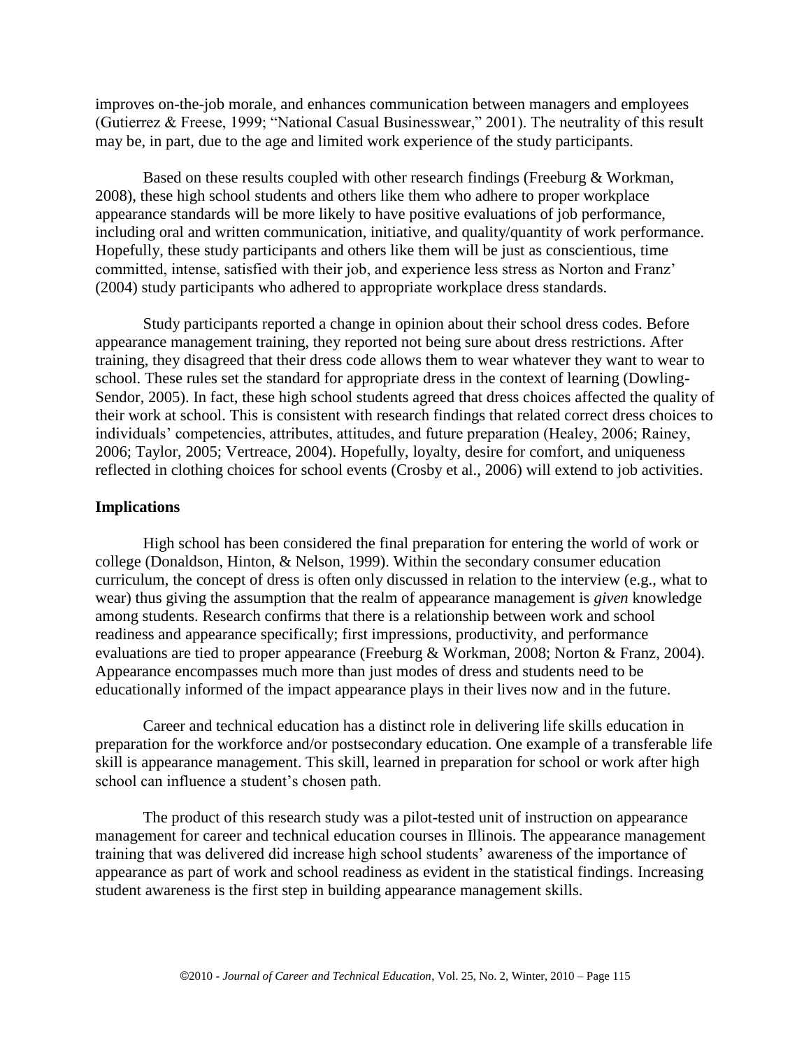improves on-the-job morale, and enhances communication between managers and employees (Gutierrez & Freese, 1999; "National Casual Businesswear," 2001). The neutrality of this result may be, in part, due to the age and limited work experience of the study participants.

Based on these results coupled with other research findings (Freeburg & Workman, 2008), these high school students and others like them who adhere to proper workplace appearance standards will be more likely to have positive evaluations of job performance, including oral and written communication, initiative, and quality/quantity of work performance. Hopefully, these study participants and others like them will be just as conscientious, time committed, intense, satisfied with their job, and experience less stress as Norton and Franz' (2004) study participants who adhered to appropriate workplace dress standards.

Study participants reported a change in opinion about their school dress codes. Before appearance management training, they reported not being sure about dress restrictions. After training, they disagreed that their dress code allows them to wear whatever they want to wear to school. These rules set the standard for appropriate dress in the context of learning (Dowling-Sendor, 2005). In fact, these high school students agreed that dress choices affected the quality of their work at school. This is consistent with research findings that related correct dress choices to individuals' competencies, attributes, attitudes, and future preparation (Healey, 2006; Rainey, 2006; Taylor, 2005; Vertreace, 2004). Hopefully, loyalty, desire for comfort, and uniqueness reflected in clothing choices for school events (Crosby et al., 2006) will extend to job activities.

**Implications**

High school has been considered the final preparation for entering the world of work or college (Donaldson, Hinton, & Nelson, 1999). Within the secondary consumer education curriculum, the concept of dress is often only discussed in relation to the interview (e.g., what to wear) thus giving the assumption that the realm of appearance management is *given* knowledge among students. Research confirms that there is a relationship between work and school readiness and appearance specifically; first impressions, productivity, and performance evaluations are tied to proper appearance (Freeburg & Workman, 2008; Norton & Franz, 2004). Appearance encompasses much more than just modes of dress and students need to be educationally informed of the impact appearance plays in their lives now and in the future.

Career and technical education has a distinct role in delivering life skills education in preparation for the workforce and/or postsecondary education. One example of a transferable life skill is appearance management. This skill, learned in preparation for school or work after high school can influence a student's chosen path.

The product of this research study was a pilot-tested unit of instruction on appearance management for career and technical education courses in Illinois. The appearance management training that was delivered did increase high school students' awareness of the importance of appearance as part of work and school readiness as evident in the statistical findings. Increasing student awareness is the first step in building appearance management skills.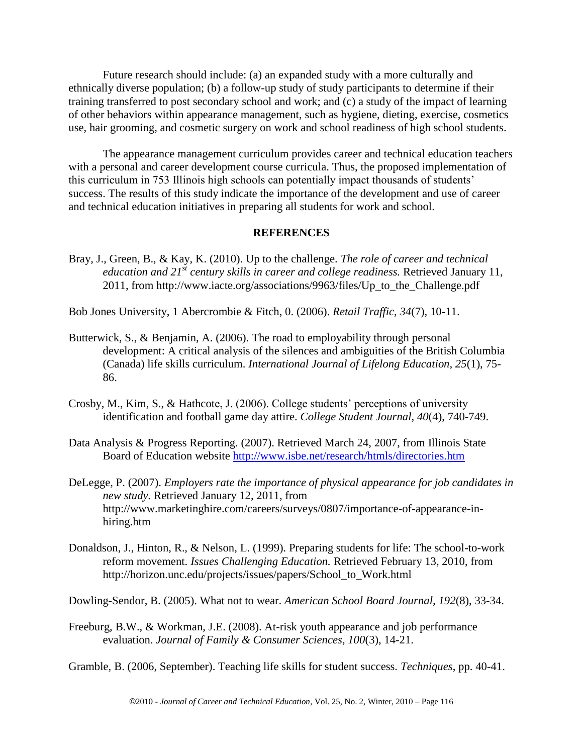Future research should include: (a) an expanded study with a more culturally and ethnically diverse population; (b) a follow-up study of study participants to determine if their training transferred to post secondary school and work; and (c) a study of the impact of learning of other behaviors within appearance management, such as hygiene, dieting, exercise, cosmetics use, hair grooming, and cosmetic surgery on work and school readiness of high school students.

The appearance management curriculum provides career and technical education teachers with a personal and career development course curricula. Thus, the proposed implementation of this curriculum in 753 Illinois high schools can potentially impact thousands of students' success. The results of this study indicate the importance of the development and use of career and technical education initiatives in preparing all students for work and school.

## REFERENCES

Bray, J., Green, B., & Kay, K. (2010). Up to the challenge. *The role of career and technical education and 21st century skills in career and college readiness.* Retrieved January 11, 2011, from http://www.iacte.org/associations/9963/files/Up_to_the_Challenge.pdf

Bob Jones University, 1 Abercrombie & Fitch, 0. (2006). *Retail Traffic, 34*(7), 10-11.

Butterwick, S., & Benjamin, A. (2006). The road to employability through personal development: A critical analysis of the silences and ambiguities of the British Columbia (Canada) life skills curriculum. *International Journal of Lifelong Education, 25*(1), 75-86.

Crosby, M., Kim, S., & Hathcote, J. (2006). College students' perceptions of university identification and football game day attire. *College Student Journal, 40*(4), 740-749.

Data Analysis & Progress Reporting. (2007). Retrieved March 24, 2007, from Illinois State Board of Education website http://www.isbe.net/research/htmls/directories.htm

DeLegge, P. (2007). *Employers rate the importance of physical appearance for job candidates in new study.* Retrieved January 12, 2011, from http://www.marketinghire.com/careers/surveys/0807/importance-of-appearance-in-hiring.htm

Donaldson, J., Hinton, R., & Nelson, L. (1999). Preparing students for life: The school-to-work reform movement. *Issues Challenging Education.* Retrieved February 13, 2010, from http://horizon.unc.edu/projects/issues/papers/School_to_Work.html

Dowling-Sendor, B. (2005). What not to wear. *American School Board Journal, 192*(8), 33-34.

Freeburg, B.W., & Workman, J.E. (2008). At-risk youth appearance and job performance evaluation. *Journal of Family & Consumer Sciences, 100*(3), 14-21.

Gramble, B. (2006, September). Teaching life skills for student success. *Techniques*, pp. 40-41.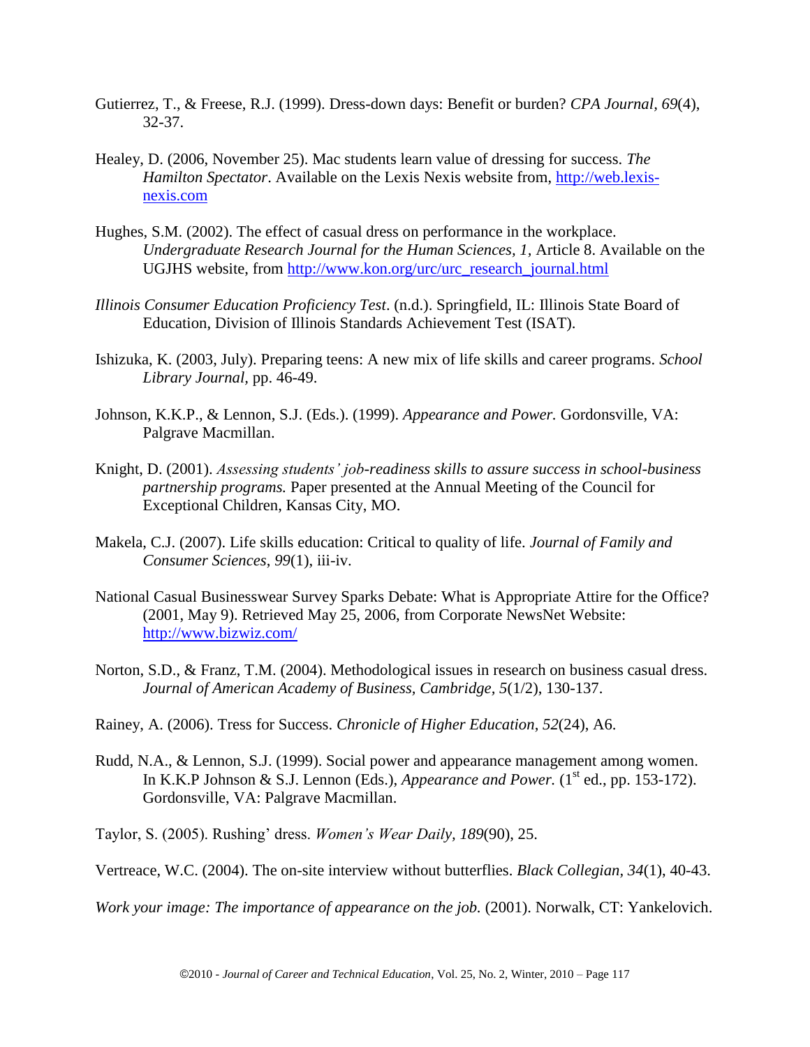Gutierrez, T., & Freese, R.J. (1999). Dress-down days: Benefit or burden? *CPA Journal*, *69*(4), 32-37.

Healey, D. (2006, November 25). Mac students learn value of dressing for success. *The Hamilton Spectator*. Available on the Lexis Nexis website from, http://web.lexis-nexis.com

Hughes, S.M. (2002). The effect of casual dress on performance in the workplace. *Undergraduate Research Journal for the Human Sciences, 1*, Article 8. Available on the UGJHS website, from http://www.kon.org/urc/urc_research_journal.html

*Illinois Consumer Education Proficiency Test*. (n.d.). Springfield, IL: Illinois State Board of Education, Division of Illinois Standards Achievement Test (ISAT).

Ishizuka, K. (2003, July). Preparing teens: A new mix of life skills and career programs. *School Library Journal*, pp. 46-49.

Johnson, K.K.P., & Lennon, S.J. (Eds.). (1999). *Appearance and Power.* Gordonsville, VA: Palgrave Macmillan.

Knight, D. (2001). *Assessing students' job-readiness skills to assure success in school-business partnership programs.* Paper presented at the Annual Meeting of the Council for Exceptional Children, Kansas City, MO.

Makela, C.J. (2007). Life skills education: Critical to quality of life. *Journal of Family and Consumer Sciences*, *99*(1), iii-iv.

National Casual Businesswear Survey Sparks Debate: What is Appropriate Attire for the Office? (2001, May 9). Retrieved May 25, 2006, from Corporate NewsNet Website: http://www.bizwiz.com/

Norton, S.D., & Franz, T.M. (2004). Methodological issues in research on business casual dress. *Journal of American Academy of Business, Cambridge*, *5*(1/2), 130-137.

Rainey, A. (2006). Tress for Success. *Chronicle of Higher Education*, *52*(24), A6.

Rudd, N.A., & Lennon, S.J. (1999). Social power and appearance management among women. In K.K.P Johnson & S.J. Lennon (Eds.), *Appearance and Power.* (1st ed., pp. 153-172). Gordonsville, VA: Palgrave Macmillan.

Taylor, S. (2005). Rushing' dress. *Women's Wear Daily*, *189*(90), 25.

Vertreace, W.C. (2004). The on-site interview without butterflies. *Black Collegian*, *34*(1), 40-43.

*Work your image: The importance of appearance on the job.* (2001). Norwalk, CT: Yankelovich.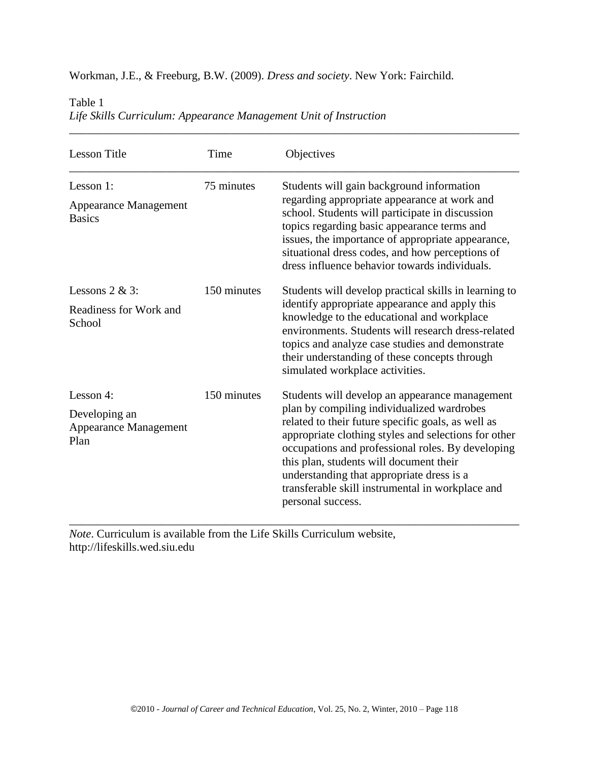Workman, J.E., & Freeburg, B.W. (2009). *Dress and society*. New York: Fairchild.

Table 1
*Life Skills Curriculum: Appearance Management Unit of Instruction*

| Lesson Title | Time | Objectives |
|---|---|---|
| Lesson 1: Appearance Management Basics | 75 minutes | Students will gain background information regarding appropriate appearance at work and school. Students will participate in discussion topics regarding basic appearance terms and issues, the importance of appropriate appearance, situational dress codes, and how perceptions of dress influence behavior towards individuals. |
| Lessons 2 & 3: Readiness for Work and School | 150 minutes | Students will develop practical skills in learning to identify appropriate appearance and apply this knowledge to the educational and workplace environments. Students will research dress-related topics and analyze case studies and demonstrate their understanding of these concepts through simulated workplace activities. |
| Lesson 4: Developing an Appearance Management Plan | 150 minutes | Students will develop an appearance management plan by compiling individualized wardrobes related to their future specific goals, as well as appropriate clothing styles and selections for other occupations and professional roles. By developing this plan, students will document their understanding that appropriate dress is a transferable skill instrumental in workplace and personal success. |

*Note*. Curriculum is available from the Life Skills Curriculum website, http://lifeskills.wed.siu.edu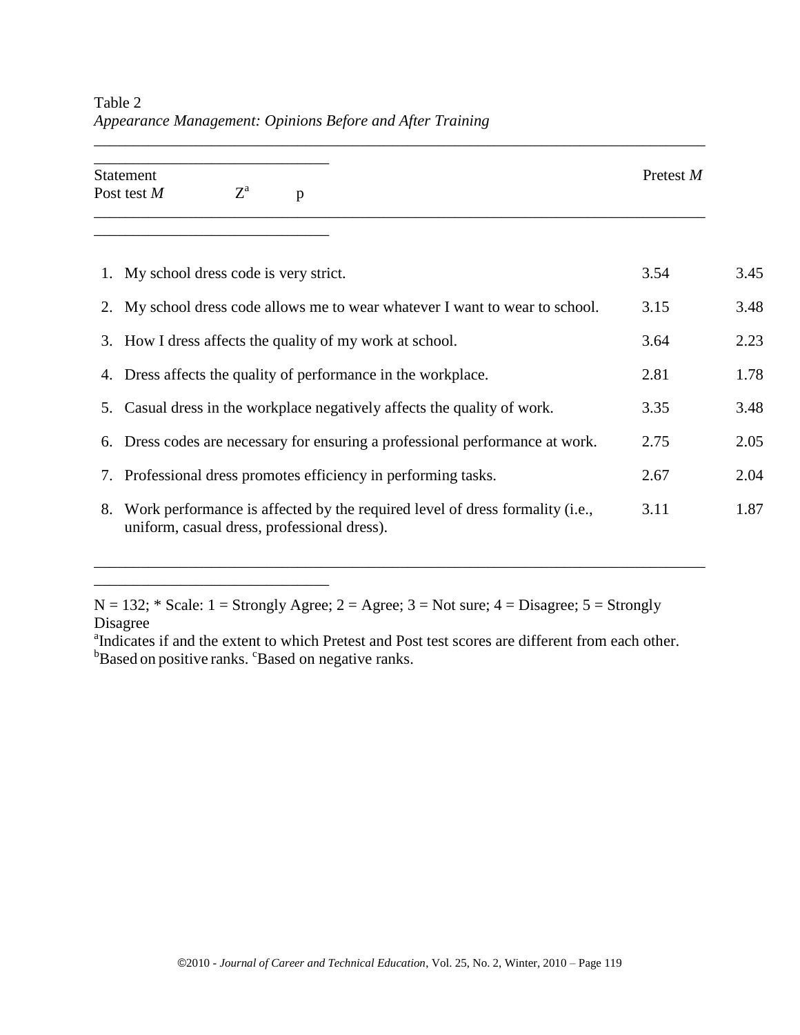Table 2

*Appearance Management: Opinions Before and After Training*

| Statement | Pretest *M* | Post test *M* | Z[a] | p |
|---|---|---|---|---|
| 1. My school dress code is very strict. | 3.54 | 3.45 | | |
| 2. My school dress code allows me to wear whatever I want to wear to school. | 3.15 | 3.48 | | |
| 3. How I dress affects the quality of my work at school. | 3.64 | 2.23 | | |
| 4. Dress affects the quality of performance in the workplace. | 2.81 | 1.78 | | |
| 5. Casual dress in the workplace negatively affects the quality of work. | 3.35 | 3.48 | | |
| 6. Dress codes are necessary for ensuring a professional performance at work. | 2.75 | 2.05 | | |
| 7. Professional dress promotes efficiency in performing tasks. | 2.67 | 2.04 | | |
| 8. Work performance is affected by the required level of dress formality (i.e., uniform, casual dress, professional dress). | 3.11 | 1.87 | | |

N = 132; * Scale: 1 = Strongly Agree; 2 = Agree; 3 = Not sure; 4 = Disagree; 5 = Strongly Disagree

[a]Indicates if and the extent to which Pretest and Post test scores are different from each other.
[b]Based on positive ranks. [c]Based on negative ranks.